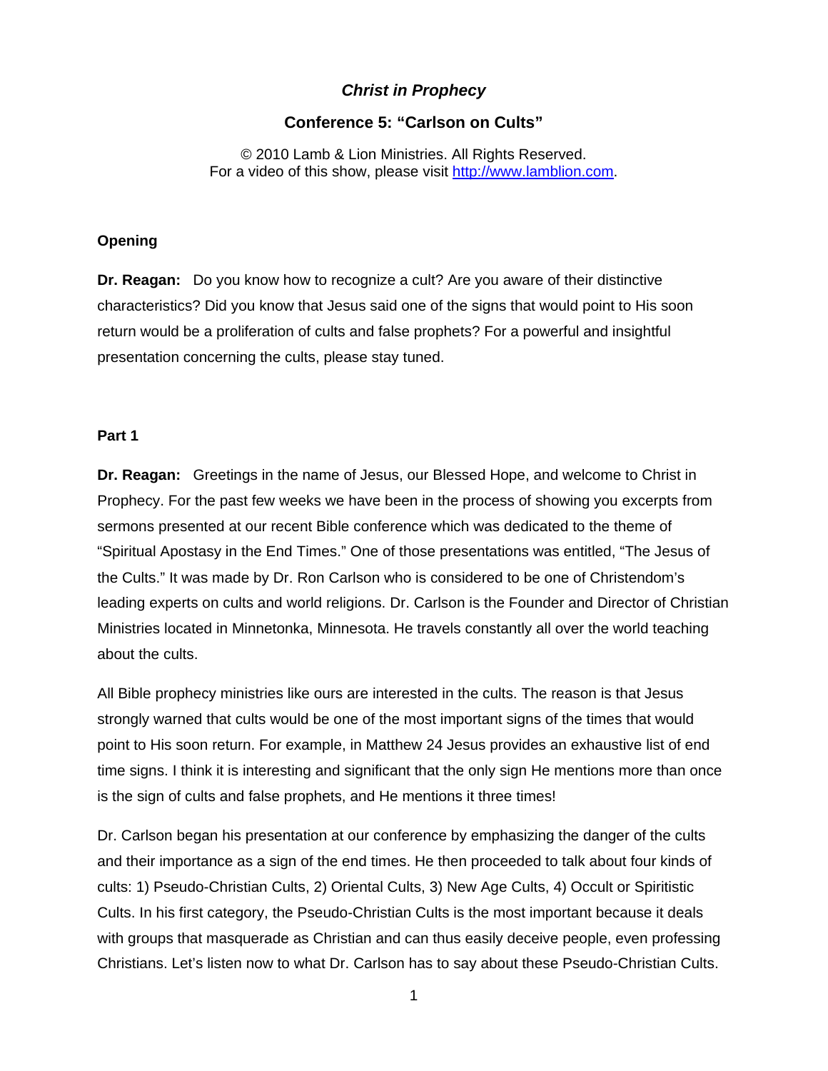# *Christ in Prophecy*

## Conference 5: "Carlson on Cults"

© 2010 Lamb & Lion Ministries. All Rights Reserved.
For a video of this show, please visit [http://www.lamblion.com](http://www.lamblion.com).

### Opening

**Dr. Reagan:** Do you know how to recognize a cult? Are you aware of their distinctive characteristics? Did you know that Jesus said one of the signs that would point to His soon return would be a proliferation of cults and false prophets? For a powerful and insightful presentation concerning the cults, please stay tuned.

### Part 1

**Dr. Reagan:** Greetings in the name of Jesus, our Blessed Hope, and welcome to Christ in Prophecy. For the past few weeks we have been in the process of showing you excerpts from sermons presented at our recent Bible conference which was dedicated to the theme of "Spiritual Apostasy in the End Times." One of those presentations was entitled, "The Jesus of the Cults." It was made by Dr. Ron Carlson who is considered to be one of Christendom's leading experts on cults and world religions. Dr. Carlson is the Founder and Director of Christian Ministries located in Minnetonka, Minnesota. He travels constantly all over the world teaching about the cults.

All Bible prophecy ministries like ours are interested in the cults. The reason is that Jesus strongly warned that cults would be one of the most important signs of the times that would point to His soon return. For example, in Matthew 24 Jesus provides an exhaustive list of end time signs. I think it is interesting and significant that the only sign He mentions more than once is the sign of cults and false prophets, and He mentions it three times!

Dr. Carlson began his presentation at our conference by emphasizing the danger of the cults and their importance as a sign of the end times. He then proceeded to talk about four kinds of cults: 1) Pseudo-Christian Cults, 2) Oriental Cults, 3) New Age Cults, 4) Occult or Spiritistic Cults. In his first category, the Pseudo-Christian Cults is the most important because it deals with groups that masquerade as Christian and can thus easily deceive people, even professing Christians. Let's listen now to what Dr. Carlson has to say about these Pseudo-Christian Cults.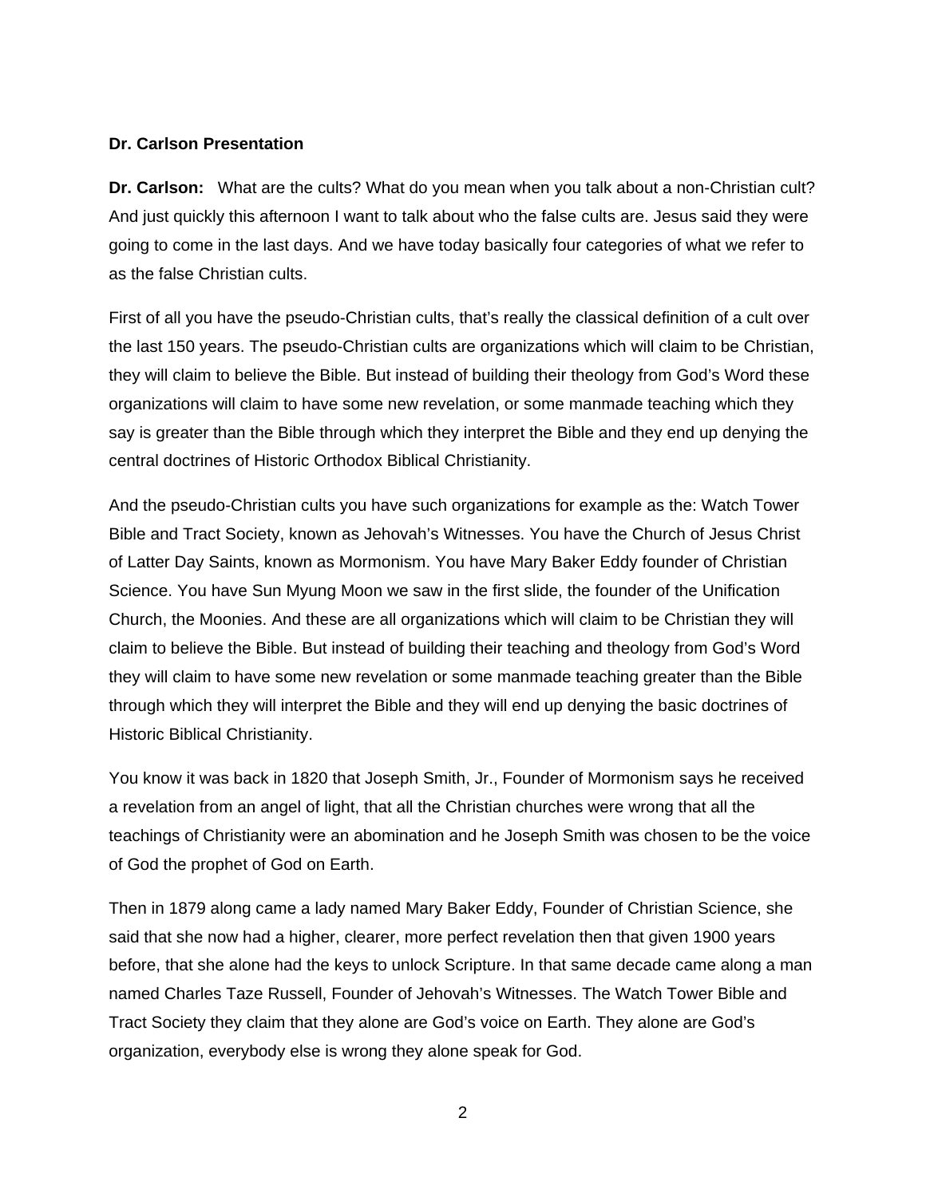**Dr. Carlson Presentation**

**Dr. Carlson:** What are the cults? What do you mean when you talk about a non-Christian cult? And just quickly this afternoon I want to talk about who the false cults are. Jesus said they were going to come in the last days. And we have today basically four categories of what we refer to as the false Christian cults.

First of all you have the pseudo-Christian cults, that's really the classical definition of a cult over the last 150 years. The pseudo-Christian cults are organizations which will claim to be Christian, they will claim to believe the Bible. But instead of building their theology from God's Word these organizations will claim to have some new revelation, or some manmade teaching which they say is greater than the Bible through which they interpret the Bible and they end up denying the central doctrines of Historic Orthodox Biblical Christianity.

And the pseudo-Christian cults you have such organizations for example as the: Watch Tower Bible and Tract Society, known as Jehovah's Witnesses. You have the Church of Jesus Christ of Latter Day Saints, known as Mormonism. You have Mary Baker Eddy founder of Christian Science. You have Sun Myung Moon we saw in the first slide, the founder of the Unification Church, the Moonies. And these are all organizations which will claim to be Christian they will claim to believe the Bible. But instead of building their teaching and theology from God's Word they will claim to have some new revelation or some manmade teaching greater than the Bible through which they will interpret the Bible and they will end up denying the basic doctrines of Historic Biblical Christianity.

You know it was back in 1820 that Joseph Smith, Jr., Founder of Mormonism says he received a revelation from an angel of light, that all the Christian churches were wrong that all the teachings of Christianity were an abomination and he Joseph Smith was chosen to be the voice of God the prophet of God on Earth.

Then in 1879 along came a lady named Mary Baker Eddy, Founder of Christian Science, she said that she now had a higher, clearer, more perfect revelation then that given 1900 years before, that she alone had the keys to unlock Scripture. In that same decade came along a man named Charles Taze Russell, Founder of Jehovah's Witnesses. The Watch Tower Bible and Tract Society they claim that they alone are God's voice on Earth. They alone are God's organization, everybody else is wrong they alone speak for God.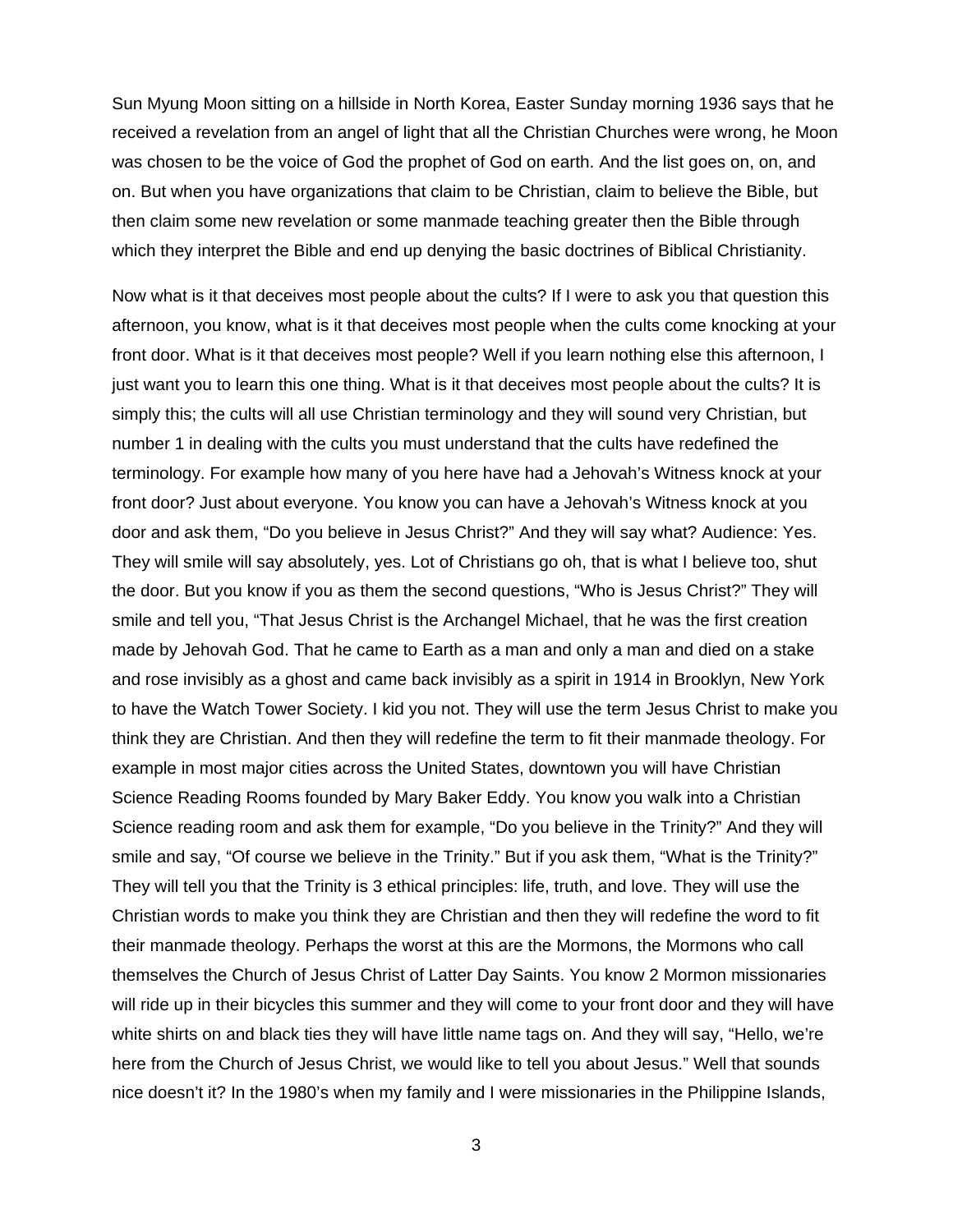Sun Myung Moon sitting on a hillside in North Korea, Easter Sunday morning 1936 says that he received a revelation from an angel of light that all the Christian Churches were wrong, he Moon was chosen to be the voice of God the prophet of God on earth. And the list goes on, on, and on. But when you have organizations that claim to be Christian, claim to believe the Bible, but then claim some new revelation or some manmade teaching greater then the Bible through which they interpret the Bible and end up denying the basic doctrines of Biblical Christianity.

Now what is it that deceives most people about the cults? If I were to ask you that question this afternoon, you know, what is it that deceives most people when the cults come knocking at your front door. What is it that deceives most people? Well if you learn nothing else this afternoon, I just want you to learn this one thing. What is it that deceives most people about the cults? It is simply this; the cults will all use Christian terminology and they will sound very Christian, but number 1 in dealing with the cults you must understand that the cults have redefined the terminology. For example how many of you here have had a Jehovah's Witness knock at your front door? Just about everyone. You know you can have a Jehovah's Witness knock at you door and ask them, "Do you believe in Jesus Christ?" And they will say what? Audience: Yes. They will smile will say absolutely, yes. Lot of Christians go oh, that is what I believe too, shut the door. But you know if you as them the second questions, "Who is Jesus Christ?" They will smile and tell you, "That Jesus Christ is the Archangel Michael, that he was the first creation made by Jehovah God. That he came to Earth as a man and only a man and died on a stake and rose invisibly as a ghost and came back invisibly as a spirit in 1914 in Brooklyn, New York to have the Watch Tower Society. I kid you not. They will use the term Jesus Christ to make you think they are Christian. And then they will redefine the term to fit their manmade theology. For example in most major cities across the United States, downtown you will have Christian Science Reading Rooms founded by Mary Baker Eddy. You know you walk into a Christian Science reading room and ask them for example, "Do you believe in the Trinity?" And they will smile and say, "Of course we believe in the Trinity." But if you ask them, "What is the Trinity?" They will tell you that the Trinity is 3 ethical principles: life, truth, and love. They will use the Christian words to make you think they are Christian and then they will redefine the word to fit their manmade theology. Perhaps the worst at this are the Mormons, the Mormons who call themselves the Church of Jesus Christ of Latter Day Saints. You know 2 Mormon missionaries will ride up in their bicycles this summer and they will come to your front door and they will have white shirts on and black ties they will have little name tags on. And they will say, "Hello, we're here from the Church of Jesus Christ, we would like to tell you about Jesus." Well that sounds nice doesn't it? In the 1980's when my family and I were missionaries in the Philippine Islands,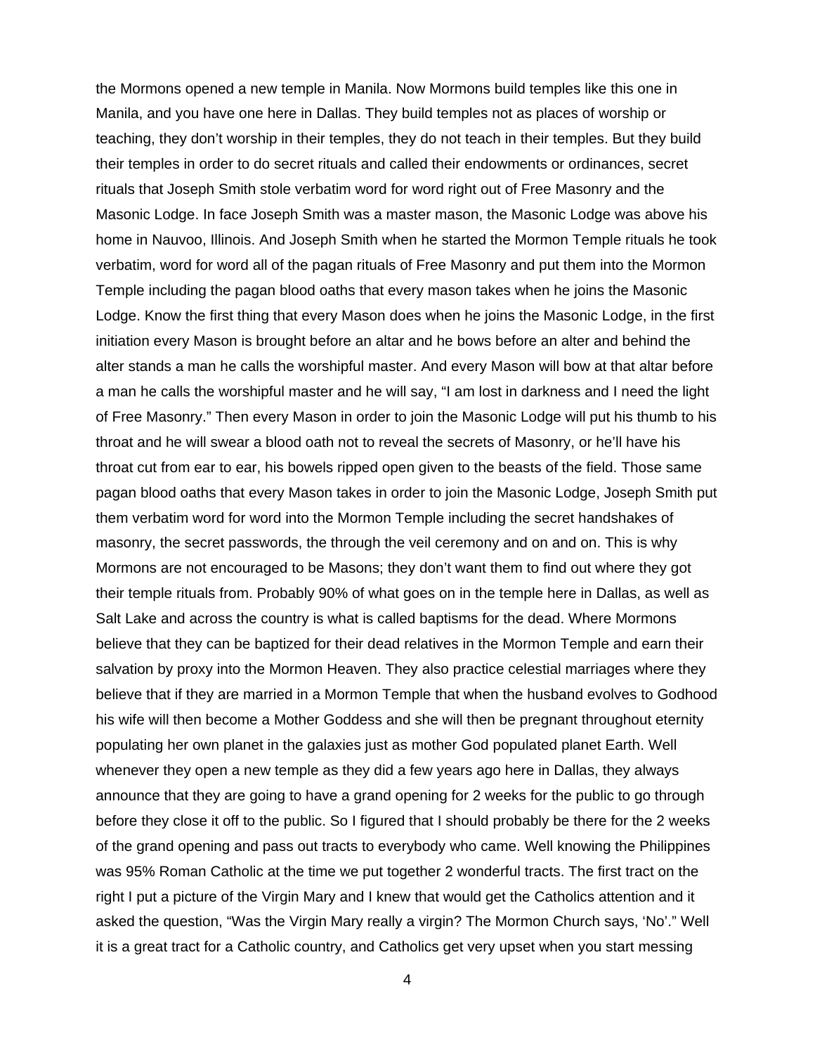the Mormons opened a new temple in Manila. Now Mormons build temples like this one in Manila, and you have one here in Dallas. They build temples not as places of worship or teaching, they don't worship in their temples, they do not teach in their temples. But they build their temples in order to do secret rituals and called their endowments or ordinances, secret rituals that Joseph Smith stole verbatim word for word right out of Free Masonry and the Masonic Lodge. In face Joseph Smith was a master mason, the Masonic Lodge was above his home in Nauvoo, Illinois. And Joseph Smith when he started the Mormon Temple rituals he took verbatim, word for word all of the pagan rituals of Free Masonry and put them into the Mormon Temple including the pagan blood oaths that every mason takes when he joins the Masonic Lodge. Know the first thing that every Mason does when he joins the Masonic Lodge, in the first initiation every Mason is brought before an altar and he bows before an alter and behind the alter stands a man he calls the worshipful master. And every Mason will bow at that altar before a man he calls the worshipful master and he will say, "I am lost in darkness and I need the light of Free Masonry." Then every Mason in order to join the Masonic Lodge will put his thumb to his throat and he will swear a blood oath not to reveal the secrets of Masonry, or he'll have his throat cut from ear to ear, his bowels ripped open given to the beasts of the field. Those same pagan blood oaths that every Mason takes in order to join the Masonic Lodge, Joseph Smith put them verbatim word for word into the Mormon Temple including the secret handshakes of masonry, the secret passwords, the through the veil ceremony and on and on. This is why Mormons are not encouraged to be Masons; they don't want them to find out where they got their temple rituals from. Probably 90% of what goes on in the temple here in Dallas, as well as Salt Lake and across the country is what is called baptisms for the dead. Where Mormons believe that they can be baptized for their dead relatives in the Mormon Temple and earn their salvation by proxy into the Mormon Heaven. They also practice celestial marriages where they believe that if they are married in a Mormon Temple that when the husband evolves to Godhood his wife will then become a Mother Goddess and she will then be pregnant throughout eternity populating her own planet in the galaxies just as mother God populated planet Earth. Well whenever they open a new temple as they did a few years ago here in Dallas, they always announce that they are going to have a grand opening for 2 weeks for the public to go through before they close it off to the public. So I figured that I should probably be there for the 2 weeks of the grand opening and pass out tracts to everybody who came. Well knowing the Philippines was 95% Roman Catholic at the time we put together 2 wonderful tracts. The first tract on the right I put a picture of the Virgin Mary and I knew that would get the Catholics attention and it asked the question, "Was the Virgin Mary really a virgin? The Mormon Church says, 'No'." Well it is a great tract for a Catholic country, and Catholics get very upset when you start messing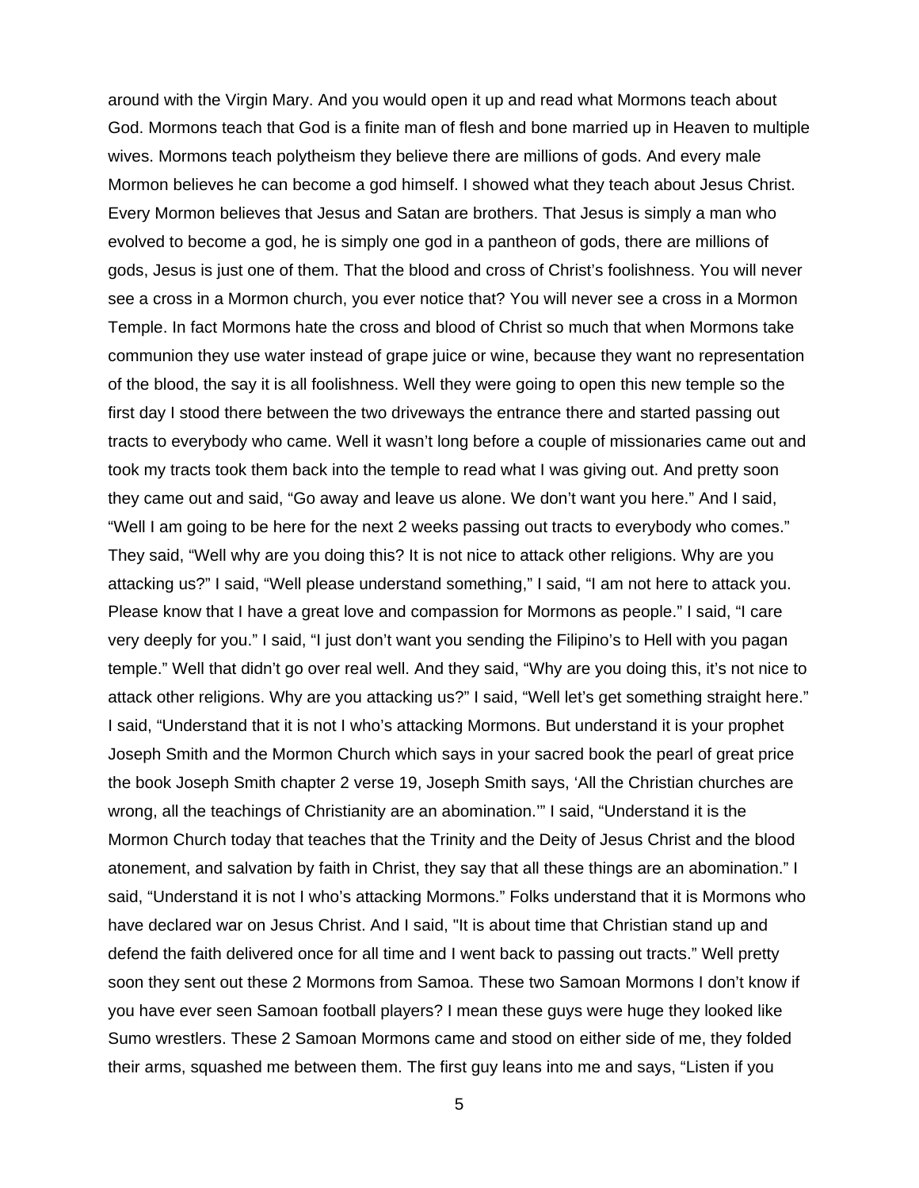around with the Virgin Mary. And you would open it up and read what Mormons teach about God. Mormons teach that God is a finite man of flesh and bone married up in Heaven to multiple wives. Mormons teach polytheism they believe there are millions of gods. And every male Mormon believes he can become a god himself. I showed what they teach about Jesus Christ. Every Mormon believes that Jesus and Satan are brothers. That Jesus is simply a man who evolved to become a god, he is simply one god in a pantheon of gods, there are millions of gods, Jesus is just one of them. That the blood and cross of Christ's foolishness. You will never see a cross in a Mormon church, you ever notice that? You will never see a cross in a Mormon Temple. In fact Mormons hate the cross and blood of Christ so much that when Mormons take communion they use water instead of grape juice or wine, because they want no representation of the blood, the say it is all foolishness. Well they were going to open this new temple so the first day I stood there between the two driveways the entrance there and started passing out tracts to everybody who came. Well it wasn't long before a couple of missionaries came out and took my tracts took them back into the temple to read what I was giving out. And pretty soon they came out and said, "Go away and leave us alone. We don't want you here." And I said, "Well I am going to be here for the next 2 weeks passing out tracts to everybody who comes." They said, "Well why are you doing this? It is not nice to attack other religions. Why are you attacking us?" I said, "Well please understand something," I said, "I am not here to attack you. Please know that I have a great love and compassion for Mormons as people." I said, "I care very deeply for you." I said, "I just don't want you sending the Filipino's to Hell with you pagan temple." Well that didn't go over real well. And they said, "Why are you doing this, it's not nice to attack other religions. Why are you attacking us?" I said, "Well let's get something straight here." I said, "Understand that it is not I who's attacking Mormons. But understand it is your prophet Joseph Smith and the Mormon Church which says in your sacred book the pearl of great price the book Joseph Smith chapter 2 verse 19, Joseph Smith says, 'All the Christian churches are wrong, all the teachings of Christianity are an abomination.'" I said, "Understand it is the Mormon Church today that teaches that the Trinity and the Deity of Jesus Christ and the blood atonement, and salvation by faith in Christ, they say that all these things are an abomination." I said, "Understand it is not I who's attacking Mormons." Folks understand that it is Mormons who have declared war on Jesus Christ. And I said, "It is about time that Christian stand up and defend the faith delivered once for all time and I went back to passing out tracts." Well pretty soon they sent out these 2 Mormons from Samoa. These two Samoan Mormons I don't know if you have ever seen Samoan football players? I mean these guys were huge they looked like Sumo wrestlers. These 2 Samoan Mormons came and stood on either side of me, they folded their arms, squashed me between them. The first guy leans into me and says, "Listen if you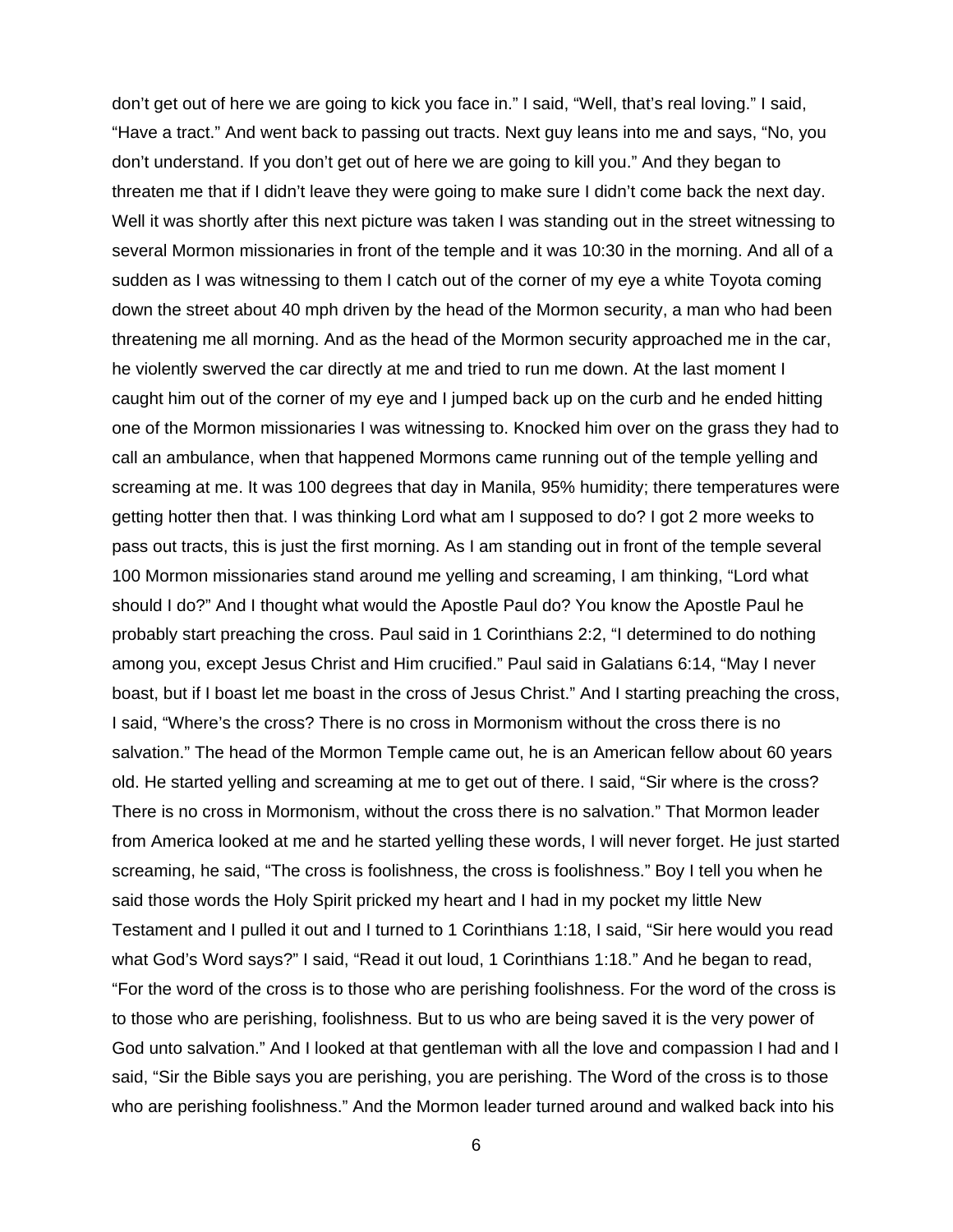don't get out of here we are going to kick you face in." I said, "Well, that's real loving." I said, "Have a tract." And went back to passing out tracts. Next guy leans into me and says, "No, you don't understand. If you don't get out of here we are going to kill you." And they began to threaten me that if I didn't leave they were going to make sure I didn't come back the next day. Well it was shortly after this next picture was taken I was standing out in the street witnessing to several Mormon missionaries in front of the temple and it was 10:30 in the morning. And all of a sudden as I was witnessing to them I catch out of the corner of my eye a white Toyota coming down the street about 40 mph driven by the head of the Mormon security, a man who had been threatening me all morning. And as the head of the Mormon security approached me in the car, he violently swerved the car directly at me and tried to run me down. At the last moment I caught him out of the corner of my eye and I jumped back up on the curb and he ended hitting one of the Mormon missionaries I was witnessing to. Knocked him over on the grass they had to call an ambulance, when that happened Mormons came running out of the temple yelling and screaming at me. It was 100 degrees that day in Manila, 95% humidity; there temperatures were getting hotter then that. I was thinking Lord what am I supposed to do? I got 2 more weeks to pass out tracts, this is just the first morning. As I am standing out in front of the temple several 100 Mormon missionaries stand around me yelling and screaming, I am thinking, "Lord what should I do?" And I thought what would the Apostle Paul do? You know the Apostle Paul he probably start preaching the cross. Paul said in 1 Corinthians 2:2, "I determined to do nothing among you, except Jesus Christ and Him crucified." Paul said in Galatians 6:14, "May I never boast, but if I boast let me boast in the cross of Jesus Christ." And I starting preaching the cross, I said, "Where's the cross? There is no cross in Mormonism without the cross there is no salvation." The head of the Mormon Temple came out, he is an American fellow about 60 years old. He started yelling and screaming at me to get out of there. I said, "Sir where is the cross? There is no cross in Mormonism, without the cross there is no salvation." That Mormon leader from America looked at me and he started yelling these words, I will never forget. He just started screaming, he said, "The cross is foolishness, the cross is foolishness." Boy I tell you when he said those words the Holy Spirit pricked my heart and I had in my pocket my little New Testament and I pulled it out and I turned to 1 Corinthians 1:18, I said, "Sir here would you read what God's Word says?" I said, "Read it out loud, 1 Corinthians 1:18." And he began to read, "For the word of the cross is to those who are perishing foolishness. For the word of the cross is to those who are perishing, foolishness. But to us who are being saved it is the very power of God unto salvation." And I looked at that gentleman with all the love and compassion I had and I said, "Sir the Bible says you are perishing, you are perishing. The Word of the cross is to those who are perishing foolishness." And the Mormon leader turned around and walked back into his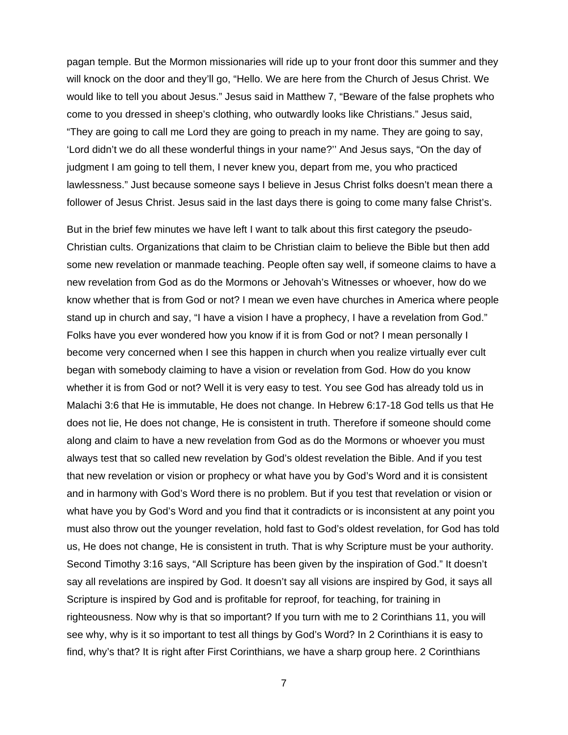pagan temple. But the Mormon missionaries will ride up to your front door this summer and they will knock on the door and they'll go, "Hello. We are here from the Church of Jesus Christ. We would like to tell you about Jesus." Jesus said in Matthew 7, "Beware of the false prophets who come to you dressed in sheep's clothing, who outwardly looks like Christians." Jesus said, "They are going to call me Lord they are going to preach in my name. They are going to say, 'Lord didn't we do all these wonderful things in your name?'' And Jesus says, "On the day of judgment I am going to tell them, I never knew you, depart from me, you who practiced lawlessness." Just because someone says I believe in Jesus Christ folks doesn't mean there a follower of Jesus Christ. Jesus said in the last days there is going to come many false Christ's.

But in the brief few minutes we have left I want to talk about this first category the pseudo-Christian cults. Organizations that claim to be Christian claim to believe the Bible but then add some new revelation or manmade teaching. People often say well, if someone claims to have a new revelation from God as do the Mormons or Jehovah's Witnesses or whoever, how do we know whether that is from God or not? I mean we even have churches in America where people stand up in church and say, "I have a vision I have a prophecy, I have a revelation from God." Folks have you ever wondered how you know if it is from God or not? I mean personally I become very concerned when I see this happen in church when you realize virtually ever cult began with somebody claiming to have a vision or revelation from God. How do you know whether it is from God or not? Well it is very easy to test. You see God has already told us in Malachi 3:6 that He is immutable, He does not change. In Hebrew 6:17-18 God tells us that He does not lie, He does not change, He is consistent in truth. Therefore if someone should come along and claim to have a new revelation from God as do the Mormons or whoever you must always test that so called new revelation by God's oldest revelation the Bible. And if you test that new revelation or vision or prophecy or what have you by God's Word and it is consistent and in harmony with God's Word there is no problem. But if you test that revelation or vision or what have you by God's Word and you find that it contradicts or is inconsistent at any point you must also throw out the younger revelation, hold fast to God's oldest revelation, for God has told us, He does not change, He is consistent in truth. That is why Scripture must be your authority. Second Timothy 3:16 says, "All Scripture has been given by the inspiration of God." It doesn't say all revelations are inspired by God. It doesn't say all visions are inspired by God, it says all Scripture is inspired by God and is profitable for reproof, for teaching, for training in righteousness. Now why is that so important? If you turn with me to 2 Corinthians 11, you will see why, why is it so important to test all things by God's Word? In 2 Corinthians it is easy to find, why's that? It is right after First Corinthians, we have a sharp group here. 2 Corinthians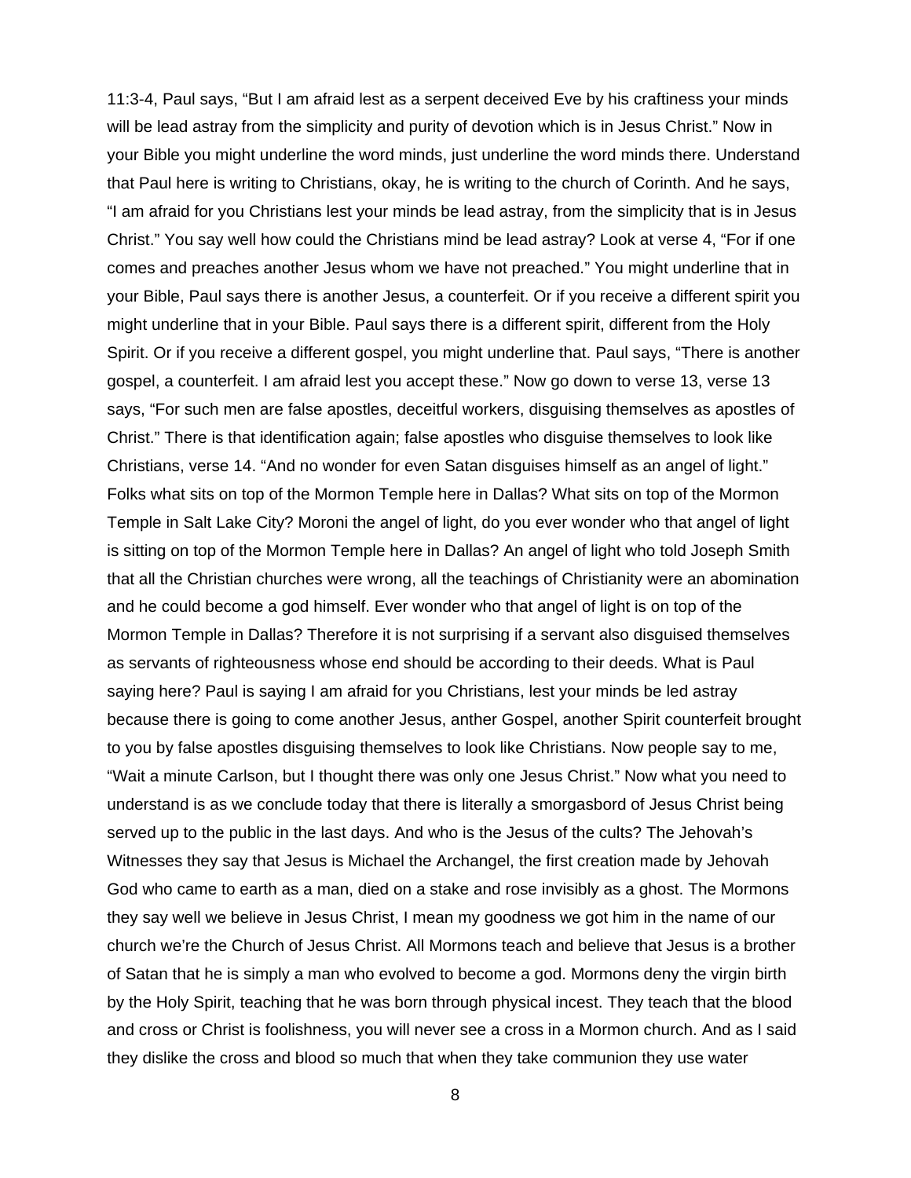11:3-4, Paul says, "But I am afraid lest as a serpent deceived Eve by his craftiness your minds will be lead astray from the simplicity and purity of devotion which is in Jesus Christ." Now in your Bible you might underline the word minds, just underline the word minds there. Understand that Paul here is writing to Christians, okay, he is writing to the church of Corinth. And he says, "I am afraid for you Christians lest your minds be lead astray, from the simplicity that is in Jesus Christ." You say well how could the Christians mind be lead astray? Look at verse 4, "For if one comes and preaches another Jesus whom we have not preached." You might underline that in your Bible, Paul says there is another Jesus, a counterfeit. Or if you receive a different spirit you might underline that in your Bible. Paul says there is a different spirit, different from the Holy Spirit. Or if you receive a different gospel, you might underline that. Paul says, "There is another gospel, a counterfeit. I am afraid lest you accept these." Now go down to verse 13, verse 13 says, "For such men are false apostles, deceitful workers, disguising themselves as apostles of Christ." There is that identification again; false apostles who disguise themselves to look like Christians, verse 14. "And no wonder for even Satan disguises himself as an angel of light." Folks what sits on top of the Mormon Temple here in Dallas? What sits on top of the Mormon Temple in Salt Lake City? Moroni the angel of light, do you ever wonder who that angel of light is sitting on top of the Mormon Temple here in Dallas? An angel of light who told Joseph Smith that all the Christian churches were wrong, all the teachings of Christianity were an abomination and he could become a god himself. Ever wonder who that angel of light is on top of the Mormon Temple in Dallas? Therefore it is not surprising if a servant also disguised themselves as servants of righteousness whose end should be according to their deeds. What is Paul saying here? Paul is saying I am afraid for you Christians, lest your minds be led astray because there is going to come another Jesus, anther Gospel, another Spirit counterfeit brought to you by false apostles disguising themselves to look like Christians. Now people say to me, "Wait a minute Carlson, but I thought there was only one Jesus Christ." Now what you need to understand is as we conclude today that there is literally a smorgasbord of Jesus Christ being served up to the public in the last days. And who is the Jesus of the cults? The Jehovah's Witnesses they say that Jesus is Michael the Archangel, the first creation made by Jehovah God who came to earth as a man, died on a stake and rose invisibly as a ghost. The Mormons they say well we believe in Jesus Christ, I mean my goodness we got him in the name of our church we're the Church of Jesus Christ. All Mormons teach and believe that Jesus is a brother of Satan that he is simply a man who evolved to become a god. Mormons deny the virgin birth by the Holy Spirit, teaching that he was born through physical incest. They teach that the blood and cross or Christ is foolishness, you will never see a cross in a Mormon church. And as I said they dislike the cross and blood so much that when they take communion they use water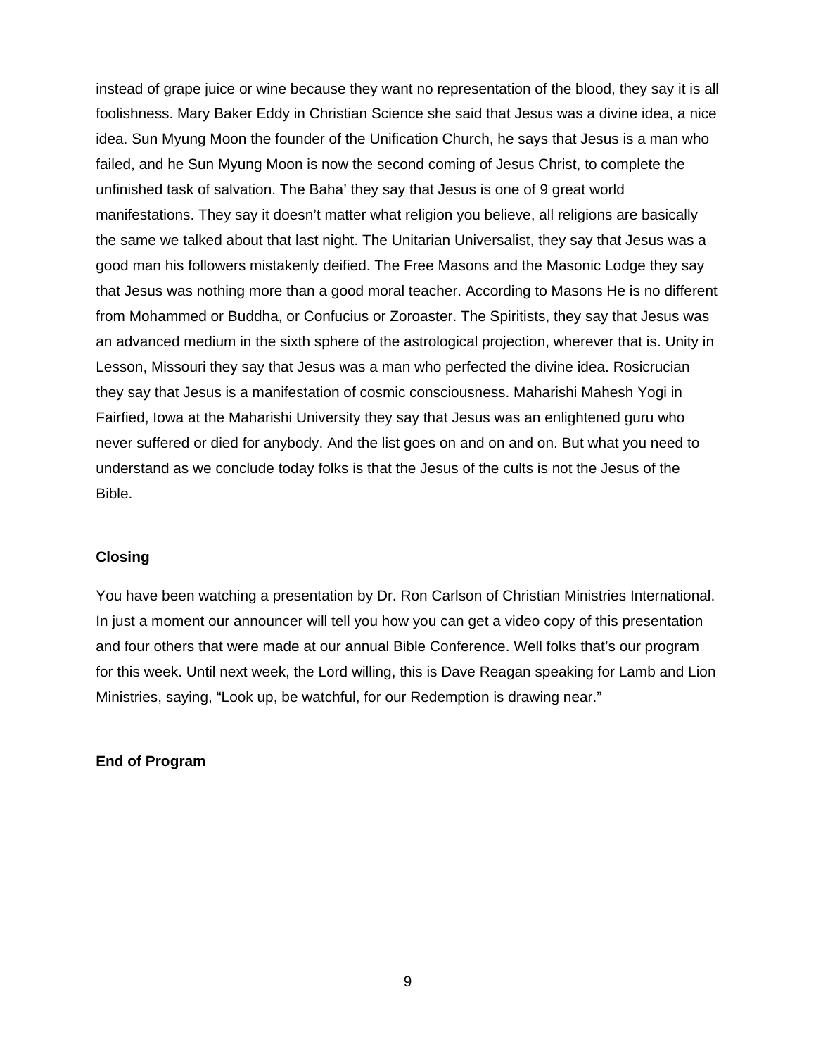instead of grape juice or wine because they want no representation of the blood, they say it is all foolishness. Mary Baker Eddy in Christian Science she said that Jesus was a divine idea, a nice idea. Sun Myung Moon the founder of the Unification Church, he says that Jesus is a man who failed, and he Sun Myung Moon is now the second coming of Jesus Christ, to complete the unfinished task of salvation. The Baha' they say that Jesus is one of 9 great world manifestations. They say it doesn't matter what religion you believe, all religions are basically the same we talked about that last night. The Unitarian Universalist, they say that Jesus was a good man his followers mistakenly deified. The Free Masons and the Masonic Lodge they say that Jesus was nothing more than a good moral teacher. According to Masons He is no different from Mohammed or Buddha, or Confucius or Zoroaster. The Spiritists, they say that Jesus was an advanced medium in the sixth sphere of the astrological projection, wherever that is. Unity in Lesson, Missouri they say that Jesus was a man who perfected the divine idea. Rosicrucian they say that Jesus is a manifestation of cosmic consciousness. Maharishi Mahesh Yogi in Fairfied, Iowa at the Maharishi University they say that Jesus was an enlightened guru who never suffered or died for anybody. And the list goes on and on and on. But what you need to understand as we conclude today folks is that the Jesus of the cults is not the Jesus of the Bible.

**Closing**

You have been watching a presentation by Dr. Ron Carlson of Christian Ministries International. In just a moment our announcer will tell you how you can get a video copy of this presentation and four others that were made at our annual Bible Conference. Well folks that's our program for this week. Until next week, the Lord willing, this is Dave Reagan speaking for Lamb and Lion Ministries, saying, "Look up, be watchful, for our Redemption is drawing near."

**End of Program**